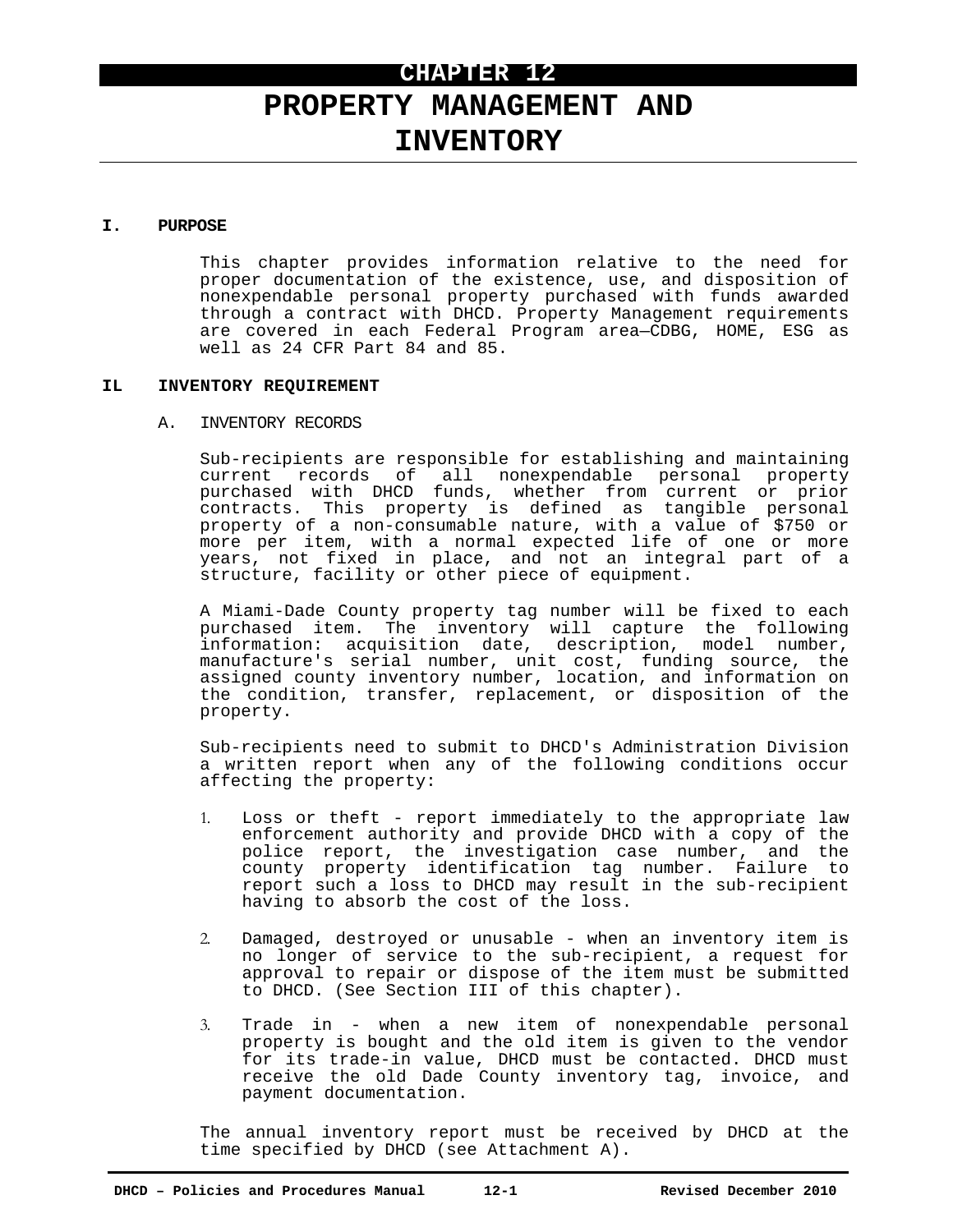# CHAPTER 12

# PROPERTY MANAGEMENT AND INVENTORY

## I. PURPOSE

This chapter provides information relative to the need for proper documentation of the existence, use, and disposition of nonexpendable personal property purchased with funds awarded through a contract with DHCD. Property Management requirements are covered in each Federal Program area—CDBG, HOME, ESG as well as 24 CFR Part 84 and 85.

## IL INVENTORY REQUIREMENT

### A. INVENTORY RECORDS

Sub-recipients are responsible for establishing and maintaining current records of all nonexpendable personal property purchased with DHCD funds, whether from current or prior contracts. This property is defined as tangible personal property of a non-consumable nature, with a value of $750 or more per item, with a normal expected life of one or more years, not fixed in place, and not an integral part of a structure, facility or other piece of equipment.

A Miami-Dade County property tag number will be fixed to each purchased item. The inventory will capture the following information: acquisition date, description, model number, manufacture's serial number, unit cost, funding source, the assigned county inventory number, location, and information on the condition, transfer, replacement, or disposition of the property.

Sub-recipients need to submit to DHCD's Administration Division a written report when any of the following conditions occur affecting the property:

1. Loss or theft - report immediately to the appropriate law enforcement authority and provide DHCD with a copy of the police report, the investigation case number, and the county property identification tag number. Failure to report such a loss to DHCD may result in the sub-recipient having to absorb the cost of the loss.

2. Damaged, destroyed or unusable - when an inventory item is no longer of service to the sub-recipient, a request for approval to repair or dispose of the item must be submitted to DHCD. (See Section III of this chapter).

3. Trade in - when a new item of nonexpendable personal property is bought and the old item is given to the vendor for its trade-in value, DHCD must be contacted. DHCD must receive the old Dade County inventory tag, invoice, and payment documentation.

The annual inventory report must be received by DHCD at the time specified by DHCD (see Attachment A).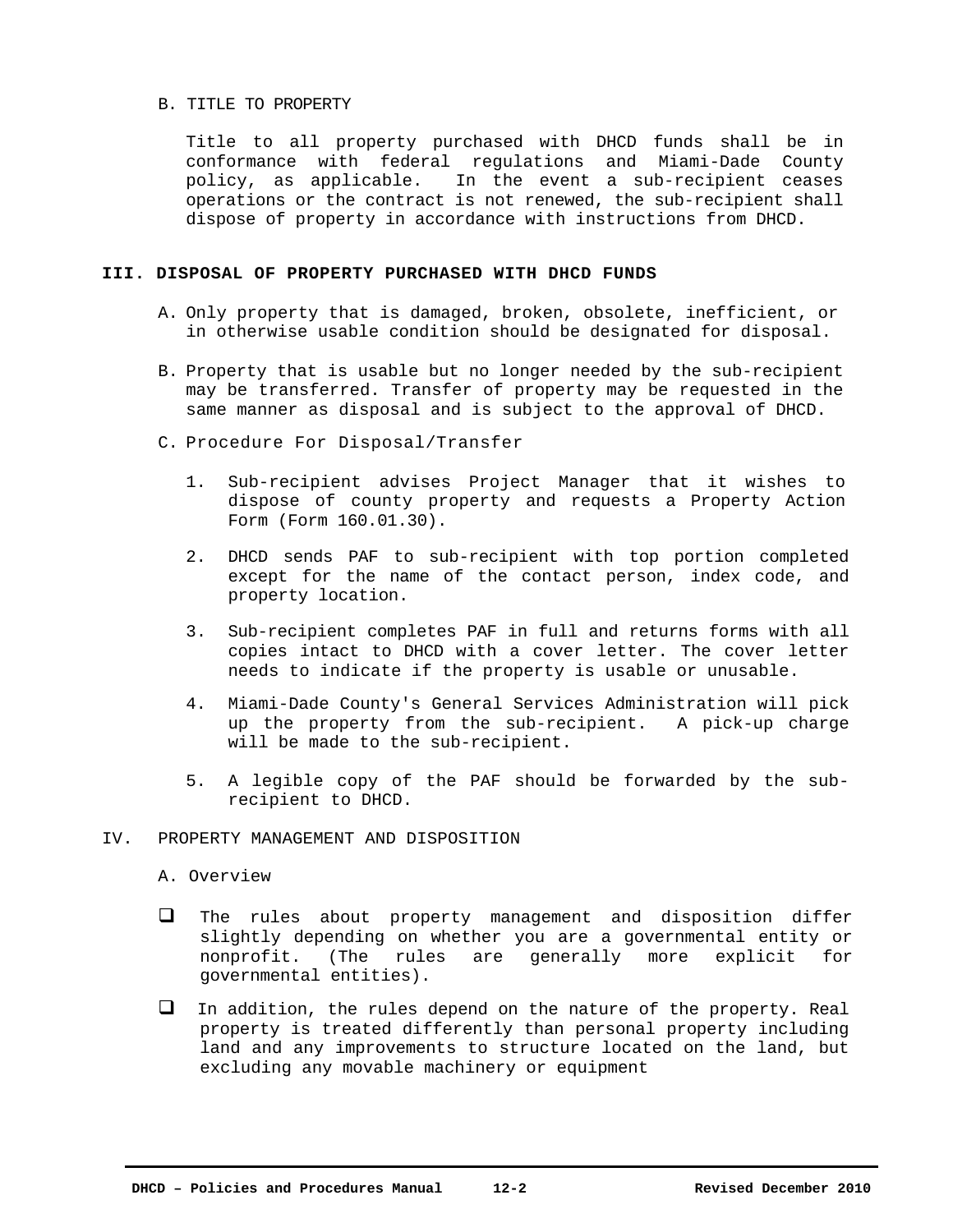B. TITLE TO PROPERTY

Title to all property purchased with DHCD funds shall be in conformance with federal regulations and Miami-Dade County policy, as applicable. In the event a sub-recipient ceases operations or the contract is not renewed, the sub-recipient shall dispose of property in accordance with instructions from DHCD.

## III. DISPOSAL OF PROPERTY PURCHASED WITH DHCD FUNDS

A. Only property that is damaged, broken, obsolete, inefficient, or in otherwise usable condition should be designated for disposal.

B. Property that is usable but no longer needed by the sub-recipient may be transferred. Transfer of property may be requested in the same manner as disposal and is subject to the approval of DHCD.

C. Procedure For Disposal/Transfer

1. Sub-recipient advises Project Manager that it wishes to dispose of county property and requests a Property Action Form (Form 160.01.30).

2. DHCD sends PAF to sub-recipient with top portion completed except for the name of the contact person, index code, and property location.

3. Sub-recipient completes PAF in full and returns forms with all copies intact to DHCD with a cover letter. The cover letter needs to indicate if the property is usable or unusable.

4. Miami-Dade County's General Services Administration will pick up the property from the sub-recipient. A pick-up charge will be made to the sub-recipient.

5. A legible copy of the PAF should be forwarded by the sub-recipient to DHCD.

## IV. PROPERTY MANAGEMENT AND DISPOSITION

A. Overview

- The rules about property management and disposition differ slightly depending on whether you are a governmental entity or nonprofit. (The rules are generally more explicit for governmental entities).

- In addition, the rules depend on the nature of the property. Real property is treated differently than personal property including land and any improvements to structure located on the land, but excluding any movable machinery or equipment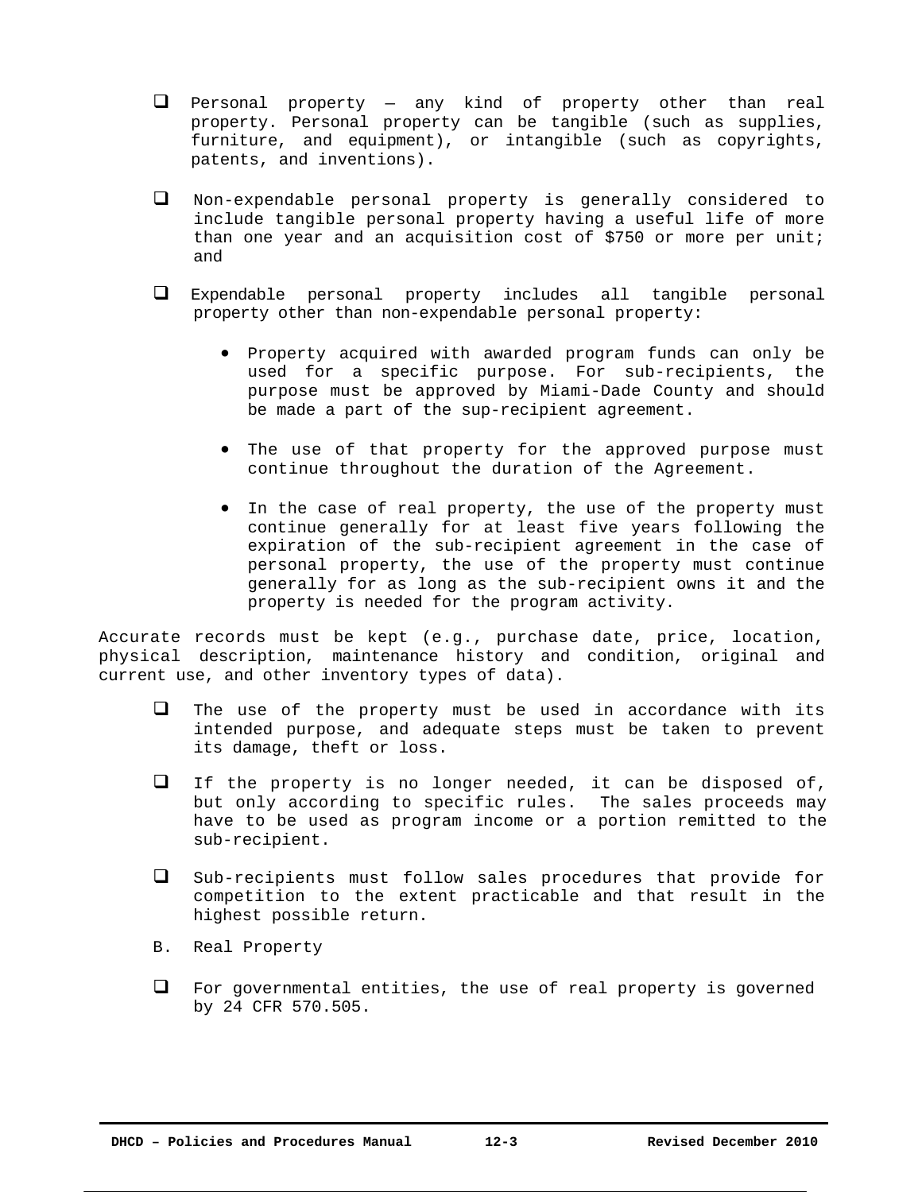- Personal property — any kind of property other than real property. Personal property can be tangible (such as supplies, furniture, and equipment), or intangible (such as copyrights, patents, and inventions).

- Non-expendable personal property is generally considered to include tangible personal property having a useful life of more than one year and an acquisition cost of $750 or more per unit; and

- Expendable personal property includes all tangible personal property other than non-expendable personal property:

  - Property acquired with awarded program funds can only be used for a specific purpose. For sub-recipients, the purpose must be approved by Miami-Dade County and should be made a part of the sup-recipient agreement.

  - The use of that property for the approved purpose must continue throughout the duration of the Agreement.

  - In the case of real property, the use of the property must continue generally for at least five years following the expiration of the sub-recipient agreement in the case of personal property, the use of the property must continue generally for as long as the sub-recipient owns it and the property is needed for the program activity.

Accurate records must be kept (e.g., purchase date, price, location, physical description, maintenance history and condition, original and current use, and other inventory types of data).

- The use of the property must be used in accordance with its intended purpose, and adequate steps must be taken to prevent its damage, theft or loss.

- If the property is no longer needed, it can be disposed of, but only according to specific rules. The sales proceeds may have to be used as program income or a portion remitted to the sub-recipient.

- Sub-recipients must follow sales procedures that provide for competition to the extent practicable and that result in the highest possible return.

B. Real Property

- For governmental entities, the use of real property is governed by 24 CFR 570.505.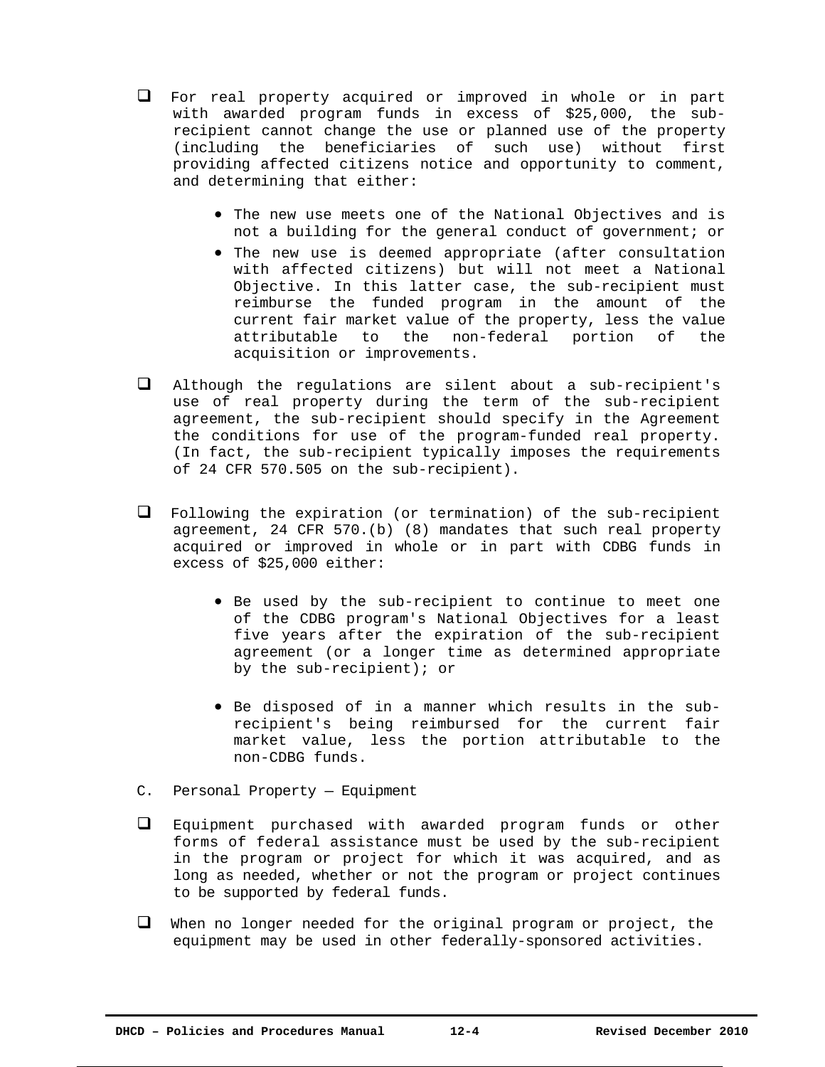- For real property acquired or improved in whole or in part with awarded program funds in excess of $25,000, the sub-recipient cannot change the use or planned use of the property (including the beneficiaries of such use) without first providing affected citizens notice and opportunity to comment, and determining that either:

    - The new use meets one of the National Objectives and is not a building for the general conduct of government; or
    - The new use is deemed appropriate (after consultation with affected citizens) but will not meet a National Objective. In this latter case, the sub-recipient must reimburse the funded program in the amount of the current fair market value of the property, less the value attributable to the non-federal portion of the acquisition or improvements.

- Although the regulations are silent about a sub-recipient's use of real property during the term of the sub-recipient agreement, the sub-recipient should specify in the Agreement the conditions for use of the program-funded real property. (In fact, the sub-recipient typically imposes the requirements of 24 CFR 570.505 on the sub-recipient).

- Following the expiration (or termination) of the sub-recipient agreement, 24 CFR 570.(b) (8) mandates that such real property acquired or improved in whole or in part with CDBG funds in excess of $25,000 either:

    - Be used by the sub-recipient to continue to meet one of the CDBG program's National Objectives for a least five years after the expiration of the sub-recipient agreement (or a longer time as determined appropriate by the sub-recipient); or

    - Be disposed of in a manner which results in the sub-recipient's being reimbursed for the current fair market value, less the portion attributable to the non-CDBG funds.

C. Personal Property — Equipment

- Equipment purchased with awarded program funds or other forms of federal assistance must be used by the sub-recipient in the program or project for which it was acquired, and as long as needed, whether or not the program or project continues to be supported by federal funds.

- When no longer needed for the original program or project, the equipment may be used in other federally-sponsored activities.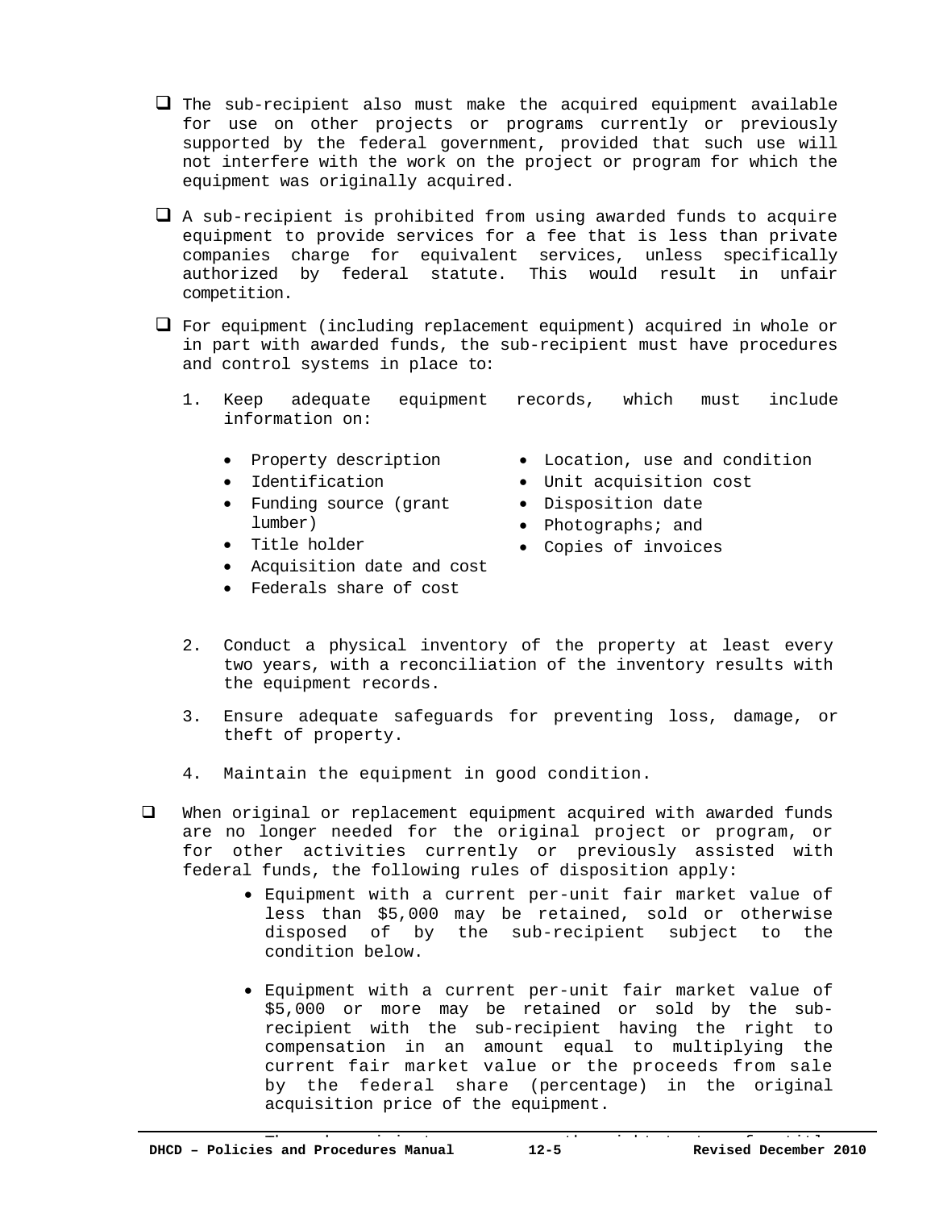- ❑ The sub-recipient also must make the acquired equipment available for use on other projects or programs currently or previously supported by the federal government, provided that such use will not interfere with the work on the project or program for which the equipment was originally acquired.

- ❑ A sub-recipient is prohibited from using awarded funds to acquire equipment to provide services for a fee that is less than private companies charge for equivalent services, unless specifically authorized by federal statute. This would result in unfair competition.

- ❑ For equipment (including replacement equipment) acquired in whole or in part with awarded funds, the sub-recipient must have procedures and control systems in place to:

  1. Keep adequate equipment records, which must include information on:

     - Property description
     - Identification
     - Funding source (grant lumber)
     - Title holder
     - Acquisition date and cost
     - Federals share of cost
     - Location, use and condition
     - Unit acquisition cost
     - Disposition date
     - Photographs; and
     - Copies of invoices

  2. Conduct a physical inventory of the property at least every two years, with a reconciliation of the inventory results with the equipment records.

  3. Ensure adequate safeguards for preventing loss, damage, or theft of property.

  4. Maintain the equipment in good condition.

- ❑ When original or replacement equipment acquired with awarded funds are no longer needed for the original project or program, or for other activities currently or previously assisted with federal funds, the following rules of disposition apply:

  - Equipment with a current per-unit fair market value of less than $5,000 may be retained, sold or otherwise disposed of by the sub-recipient subject to the condition below.

  - Equipment with a current per-unit fair market value of $5,000 or more may be retained or sold by the sub-recipient with the sub-recipient having the right to compensation in an amount equal to multiplying the current fair market value or the proceeds from sale by the federal share (percentage) in the original acquisition price of the equipment.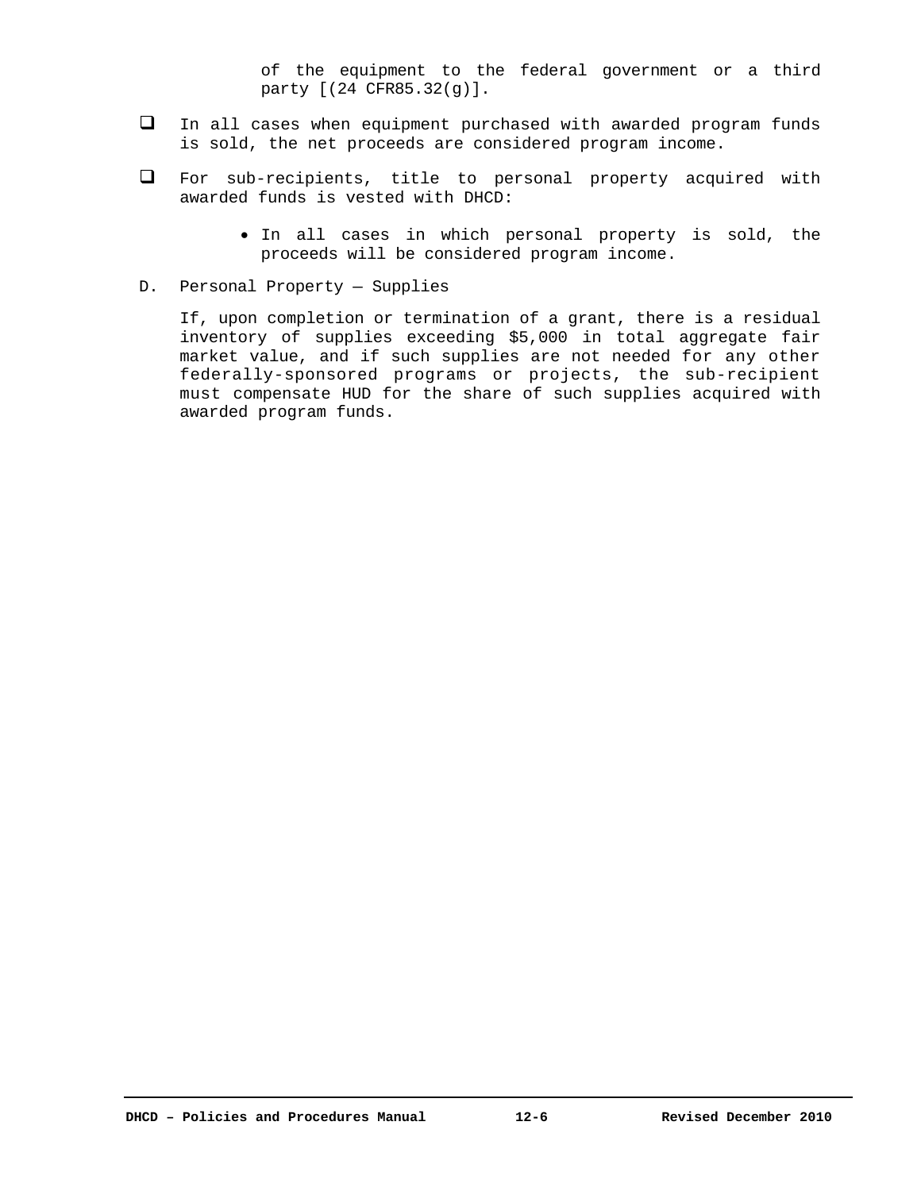of the equipment to the federal government or a third party [(24 CFR85.32(g)].

- In all cases when equipment purchased with awarded program funds is sold, the net proceeds are considered program income.

- For sub-recipients, title to personal property acquired with awarded funds is vested with DHCD:

  - In all cases in which personal property is sold, the proceeds will be considered program income.

D. Personal Property — Supplies

If, upon completion or termination of a grant, there is a residual inventory of supplies exceeding $5,000 in total aggregate fair market value, and if such supplies are not needed for any other federally-sponsored programs or projects, the sub-recipient must compensate HUD for the share of such supplies acquired with awarded program funds.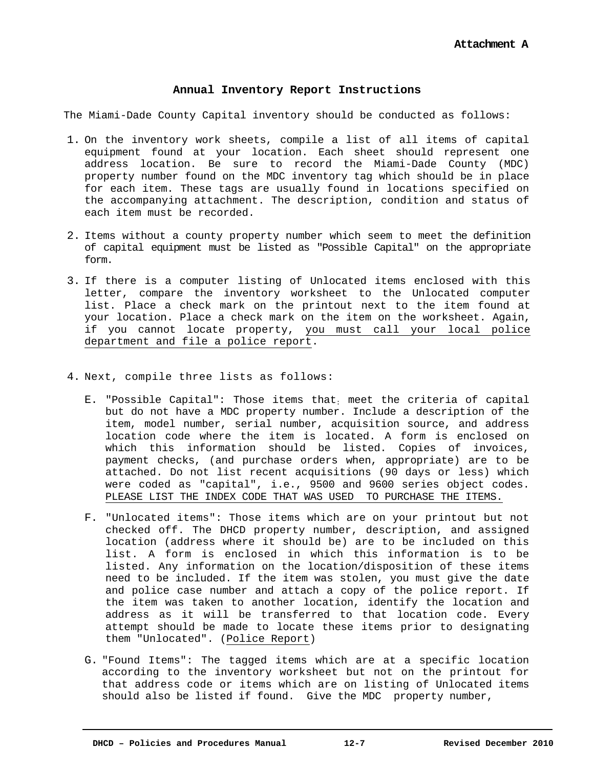Attachment A

## Annual Inventory Report Instructions

The Miami-Dade County Capital inventory should be conducted as follows:

1. On the inventory work sheets, compile a list of all items of capital equipment found at your location. Each sheet should represent one address location. Be sure to record the Miami-Dade County (MDC) property number found on the MDC inventory tag which should be in place for each item. These tags are usually found in locations specified on the accompanying attachment. The description, condition and status of each item must be recorded.

2. Items without a county property number which seem to meet the definition of capital equipment must be listed as "Possible Capital" on the appropriate form.

3. If there is a computer listing of Unlocated items enclosed with this letter, compare the inventory worksheet to the Unlocated computer list. Place a check mark on the printout next to the item found at your location. Place a check mark on the item on the worksheet. Again, if you cannot locate property, <u>you must call your local police department and file a police report</u>.

4. Next, compile three lists as follows:

   E. "Possible Capital": Those items that meet the criteria of capital but do not have a MDC property number. Include a description of the item, model number, serial number, acquisition source, and address location code where the item is located. A form is enclosed on which this information should be listed. Copies of invoices, payment checks, (and purchase orders when, appropriate) are to be attached. Do not list recent acquisitions (90 days or less) which were coded as "capital", i.e., 9500 and 9600 series object codes. <u>PLEASE LIST THE INDEX CODE THAT WAS USED TO PURCHASE THE ITEMS.</u>

   F. "Unlocated items": Those items which are on your printout but not checked off. The DHCD property number, description, and assigned location (address where it should be) are to be included on this list. A form is enclosed in which this information is to be listed. Any information on the location/disposition of these items need to be included. If the item was stolen, you must give the date and police case number and attach a copy of the police report. If the item was taken to another location, identify the location and address as it will be transferred to that location code. Every attempt should be made to locate these items prior to designating them "Unlocated". (<u>Police Report</u>)

   G. "Found Items": The tagged items which are at a specific location according to the inventory worksheet but not on the printout for that address code or items which are on listing of Unlocated items should also be listed if found. Give the MDC property number,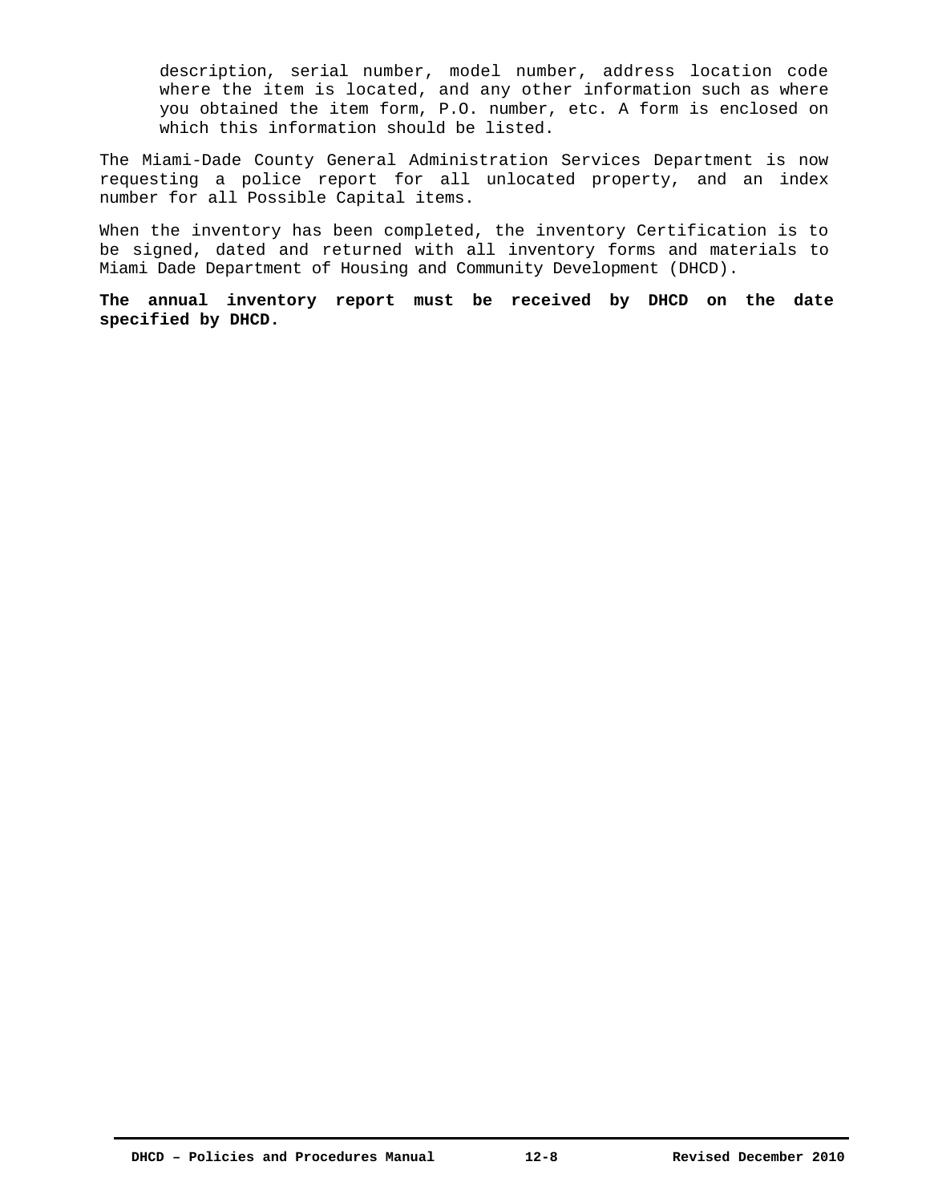description, serial number, model number, address location code where the item is located, and any other information such as where you obtained the item form, P.O. number, etc. A form is enclosed on which this information should be listed.

The Miami-Dade County General Administration Services Department is now requesting a police report for all unlocated property, and an index number for all Possible Capital items.

When the inventory has been completed, the inventory Certification is to be signed, dated and returned with all inventory forms and materials to Miami Dade Department of Housing and Community Development (DHCD).

**The annual inventory report must be received by DHCD on the date specified by DHCD.**